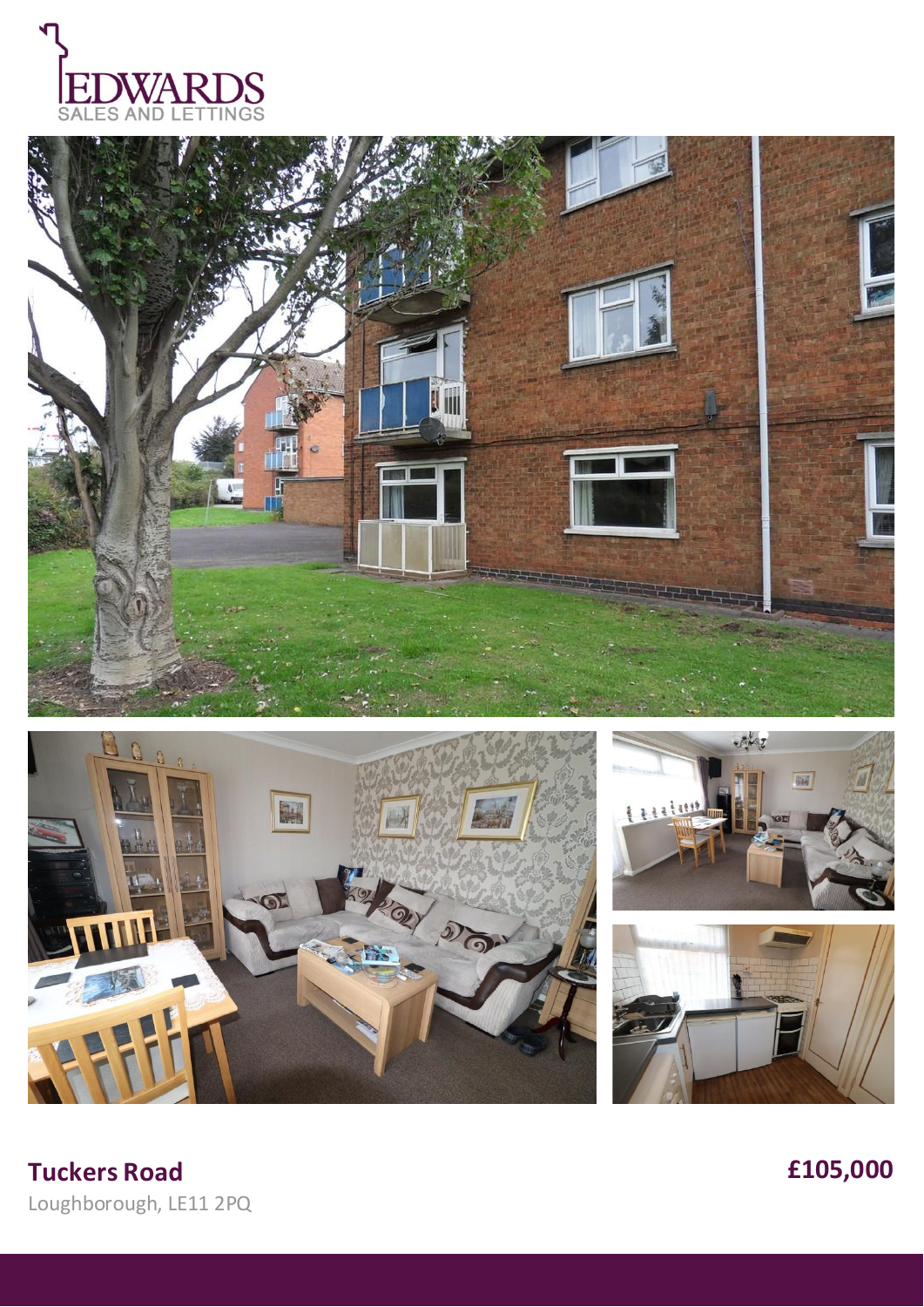# Tuckers Road

Loughborough, LE11 2PQ

**£105,000**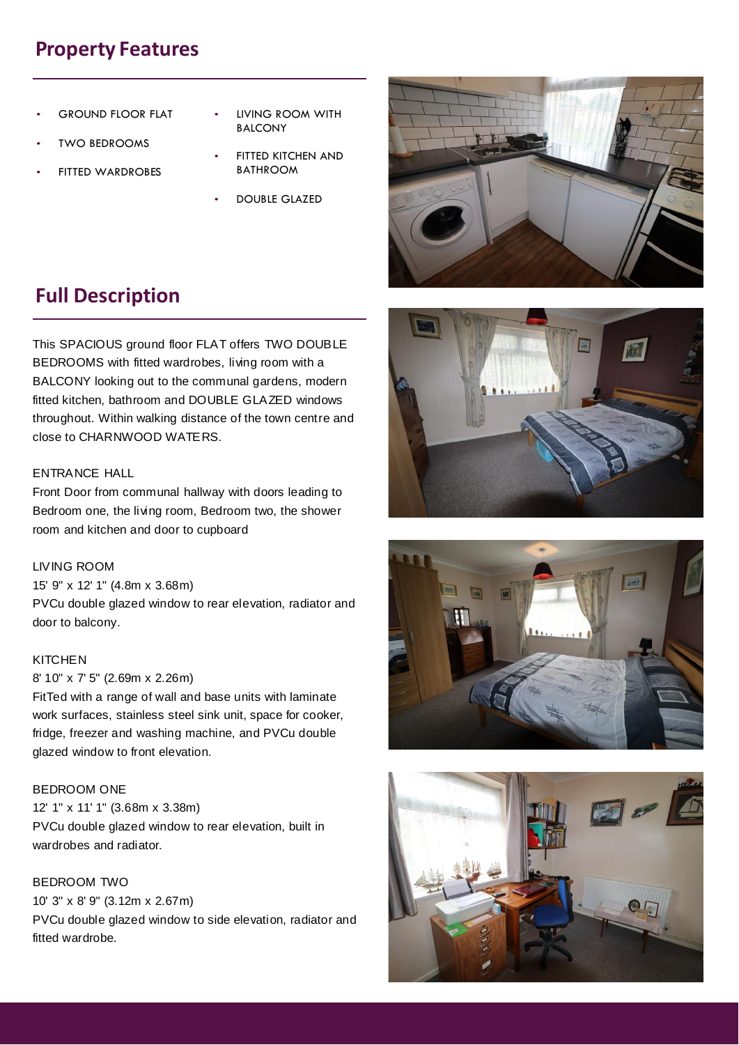## Property Features

- GROUND FLOOR FLAT
- TWO BEDROOMS
- FITTED WARDROBES
- LIVING ROOM WITH BALCONY
- FITTED KITCHEN AND BATHROOM
- DOUBLE GLAZED

## Full Description

This SPACIOUS ground floor FLAT offers TWO DOUBLE BEDROOMS with fitted wardrobes, living room with a BALCONY looking out to the communal gardens, modern fitted kitchen, bathroom and DOUBLE GLAZED windows throughout. Within walking distance of the town centre and close to CHARNWOOD WATERS.

ENTRANCE HALL
Front Door from communal hallway with doors leading to Bedroom one, the living room, Bedroom two, the shower room and kitchen and door to cupboard

LIVING ROOM
15' 9" x 12' 1" (4.8m x 3.68m)
PVCu double glazed window to rear elevation, radiator and door to balcony.

KITCHEN
8' 10" x 7' 5" (2.69m x 2.26m)
FitTed with a range of wall and base units with laminate work surfaces, stainless steel sink unit, space for cooker, fridge, freezer and washing machine, and PVCu double glazed window to front elevation.

BEDROOM ONE
12' 1" x 11' 1" (3.68m x 3.38m)
PVCu double glazed window to rear elevation, built in wardrobes and radiator.

BEDROOM TWO
10' 3" x 8' 9" (3.12m x 2.67m)
PVCu double glazed window to side elevation, radiator and fitted wardrobe.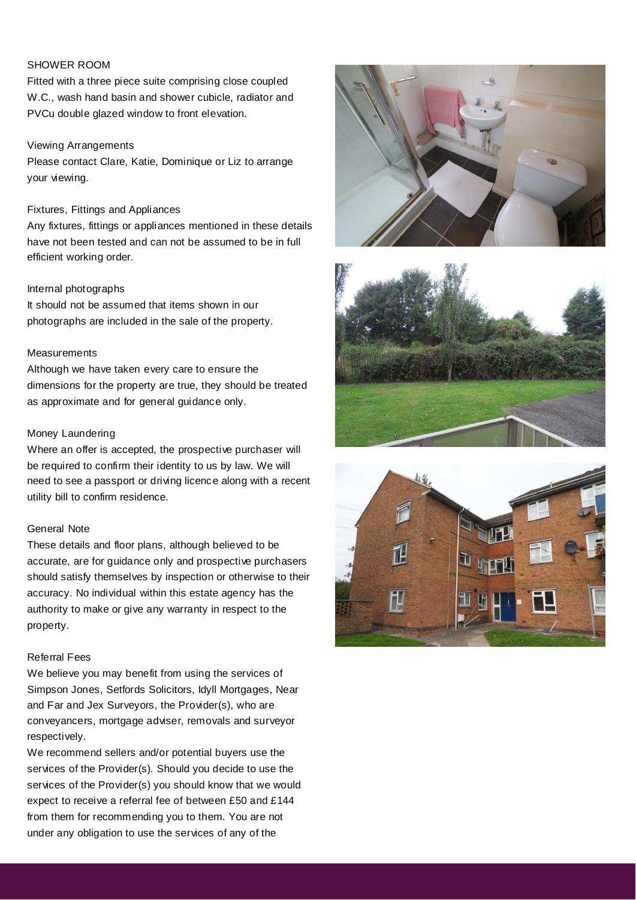SHOWER ROOM

Fitted with a three piece suite comprising close coupled W.C., wash hand basin and shower cubicle, radiator and PVCu double glazed window to front elevation.

Viewing Arrangements

Please contact Clare, Katie, Dominique or Liz to arrange your viewing.

Fixtures, Fittings and Appliances

Any fixtures, fittings or appliances mentioned in these details have not been tested and can not be assumed to be in full efficient working order.

Internal photographs

It should not be assumed that items shown in our photographs are included in the sale of the property.

Measurements

Although we have taken every care to ensure the dimensions for the property are true, they should be treated as approximate and for general guidance only.

Money Laundering

Where an offer is accepted, the prospective purchaser will be required to confirm their identity to us by law. We will need to see a passport or driving licence along with a recent utility bill to confirm residence.

General Note

These details and floor plans, although believed to be accurate, are for guidance only and prospective purchasers should satisfy themselves by inspection or otherwise to their accuracy. No individual within this estate agency has the authority to make or give any warranty in respect to the property.

Referral Fees

We believe you may benefit from using the services of Simpson Jones, Setfords Solicitors, Idyll Mortgages, Near and Far and Jex Surveyors, the Provider(s), who are conveyancers, mortgage adviser, removals and surveyor respectively.

We recommend sellers and/or potential buyers use the services of the Provider(s). Should you decide to use the services of the Provider(s) you should know that we would expect to receive a referral fee of between £50 and £144 from them for recommending you to them. You are not under any obligation to use the services of any of the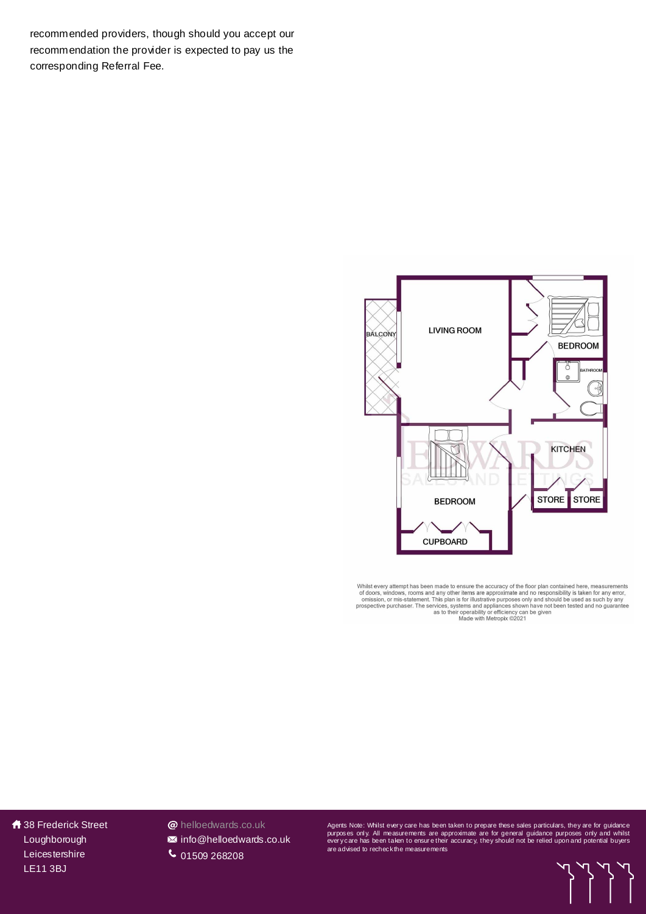recommended providers, though should you accept our recommendation the provider is expected to pay us the corresponding Referral Fee.

BALCONY

LIVING ROOM

BEDROOM

BATHROOM

KITCHEN

BEDROOM

STORE

STORE

CUPBOARD

Whilst every attempt has been made to ensure the accuracy of the floor plan contained here, measurements of doors, windows, rooms and any other items are approximate and no responsibility is taken for any error, omission, or mis-statement. This plan is for illustrative purposes only and should be used as such by any prospective purchaser. The services, systems and appliances shown have not been tested and no guarantee as to their operability or efficiency can be given
Made with Metropix ©2021

38 Frederick Street
Loughborough
Leicestershire
LE11 3BJ

helloedwards.co.uk
info@helloedwards.co.uk
01509 268208

Agents Note: Whilst every care has been taken to prepare these sales particulars, they are for guidance purposes only. All measurements are approximate are for general guidance purposes only and whilst every care has been taken to ensure their accuracy, they should not be relied upon and potential buyers are advised to recheck the measurements